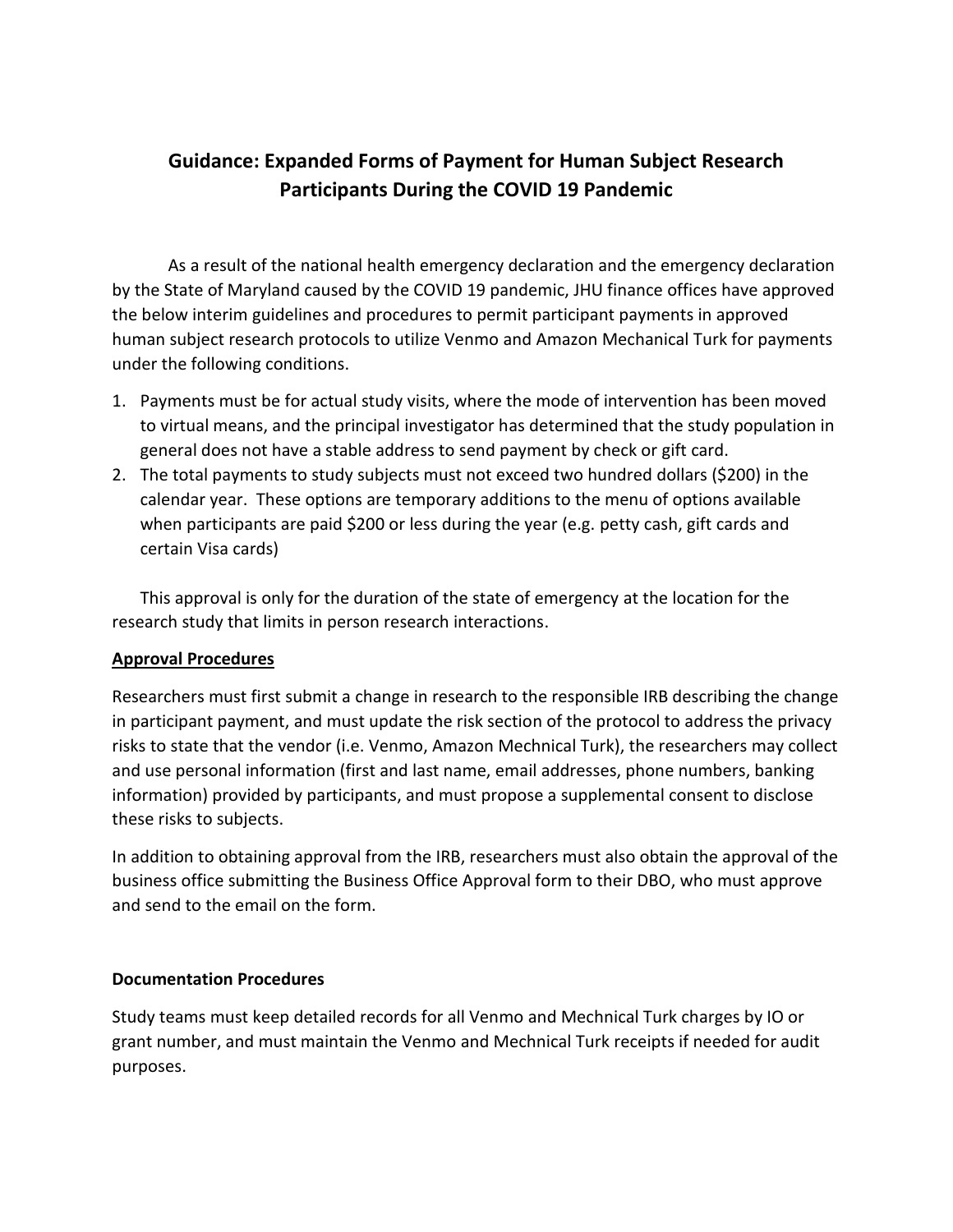# Guidance: Expanded Forms of Payment for Human Subject Research Participants During the COVID 19 Pandemic

As a result of the national health emergency declaration and the emergency declaration by the State of Maryland caused by the COVID 19 pandemic, JHU finance offices have approved the below interim guidelines and procedures to permit participant payments in approved human subject research protocols to utilize Venmo and Amazon Mechanical Turk for payments under the following conditions.

1. Payments must be for actual study visits, where the mode of intervention has been moved to virtual means, and the principal investigator has determined that the study population in general does not have a stable address to send payment by check or gift card.
2. The total payments to study subjects must not exceed two hundred dollars ($200) in the calendar year. These options are temporary additions to the menu of options available when participants are paid $200 or less during the year (e.g. petty cash, gift cards and certain Visa cards)

This approval is only for the duration of the state of emergency at the location for the research study that limits in person research interactions.

**Approval Procedures**

Researchers must first submit a change in research to the responsible IRB describing the change in participant payment, and must update the risk section of the protocol to address the privacy risks to state that the vendor (i.e. Venmo, Amazon Mechnical Turk), the researchers may collect and use personal information (first and last name, email addresses, phone numbers, banking information) provided by participants, and must propose a supplemental consent to disclose these risks to subjects.

In addition to obtaining approval from the IRB, researchers must also obtain the approval of the business office submitting the Business Office Approval form to their DBO, who must approve and send to the email on the form.

**Documentation Procedures**

Study teams must keep detailed records for all Venmo and Mechnical Turk charges by IO or grant number, and must maintain the Venmo and Mechnical Turk receipts if needed for audit purposes.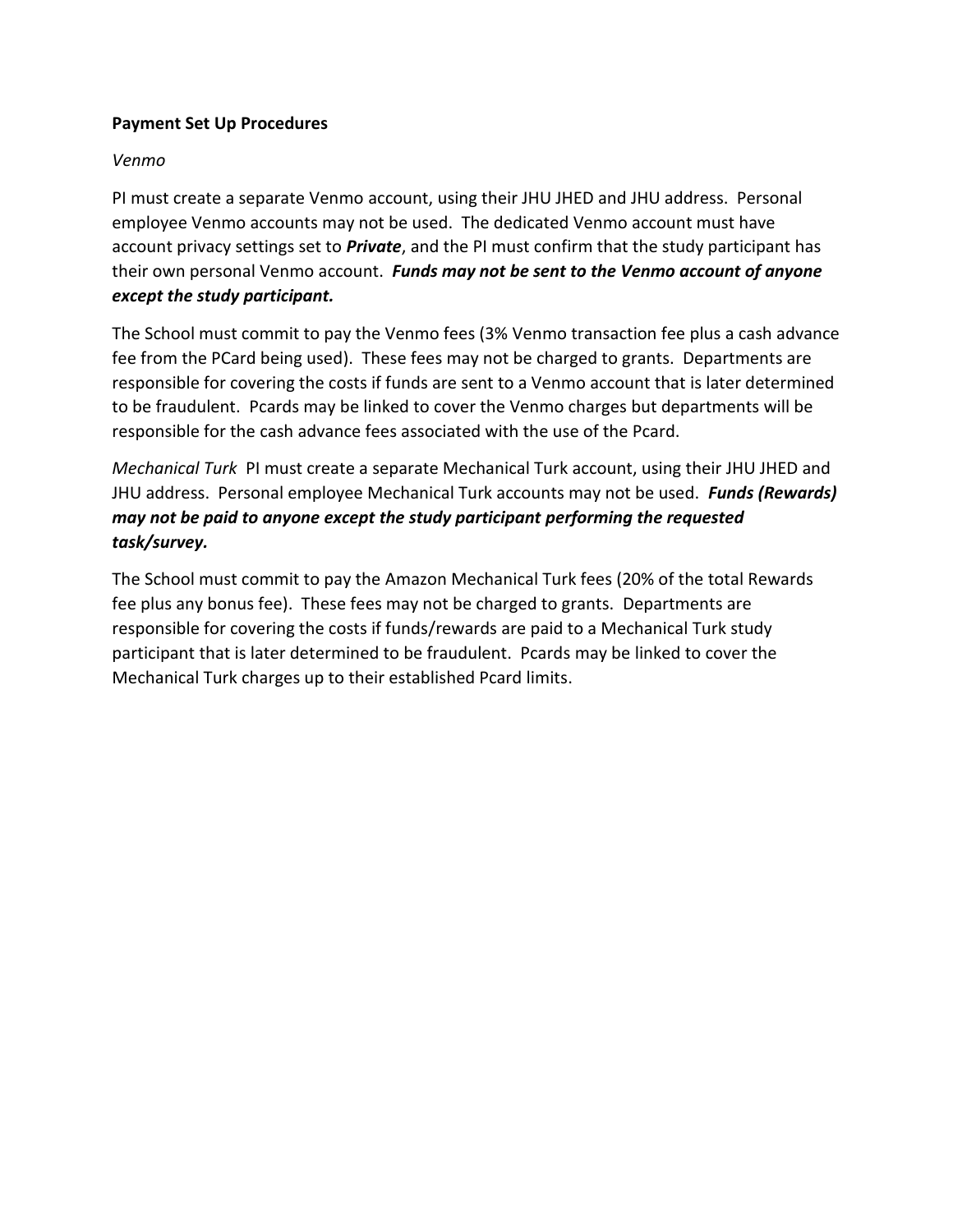**Payment Set Up Procedures**

*Venmo*

PI must create a separate Venmo account, using their JHU JHED and JHU address. Personal employee Venmo accounts may not be used. The dedicated Venmo account must have account privacy settings set to ***Private***, and the PI must confirm that the study participant has their own personal Venmo account. ***Funds may not be sent to the Venmo account of anyone except the study participant.***

The School must commit to pay the Venmo fees (3% Venmo transaction fee plus a cash advance fee from the PCard being used). These fees may not be charged to grants. Departments are responsible for covering the costs if funds are sent to a Venmo account that is later determined to be fraudulent. Pcards may be linked to cover the Venmo charges but departments will be responsible for the cash advance fees associated with the use of the Pcard.

*Mechanical Turk* PI must create a separate Mechanical Turk account, using their JHU JHED and JHU address. Personal employee Mechanical Turk accounts may not be used. ***Funds (Rewards) may not be paid to anyone except the study participant performing the requested task/survey.***

The School must commit to pay the Amazon Mechanical Turk fees (20% of the total Rewards fee plus any bonus fee). These fees may not be charged to grants. Departments are responsible for covering the costs if funds/rewards are paid to a Mechanical Turk study participant that is later determined to be fraudulent. Pcards may be linked to cover the Mechanical Turk charges up to their established Pcard limits.